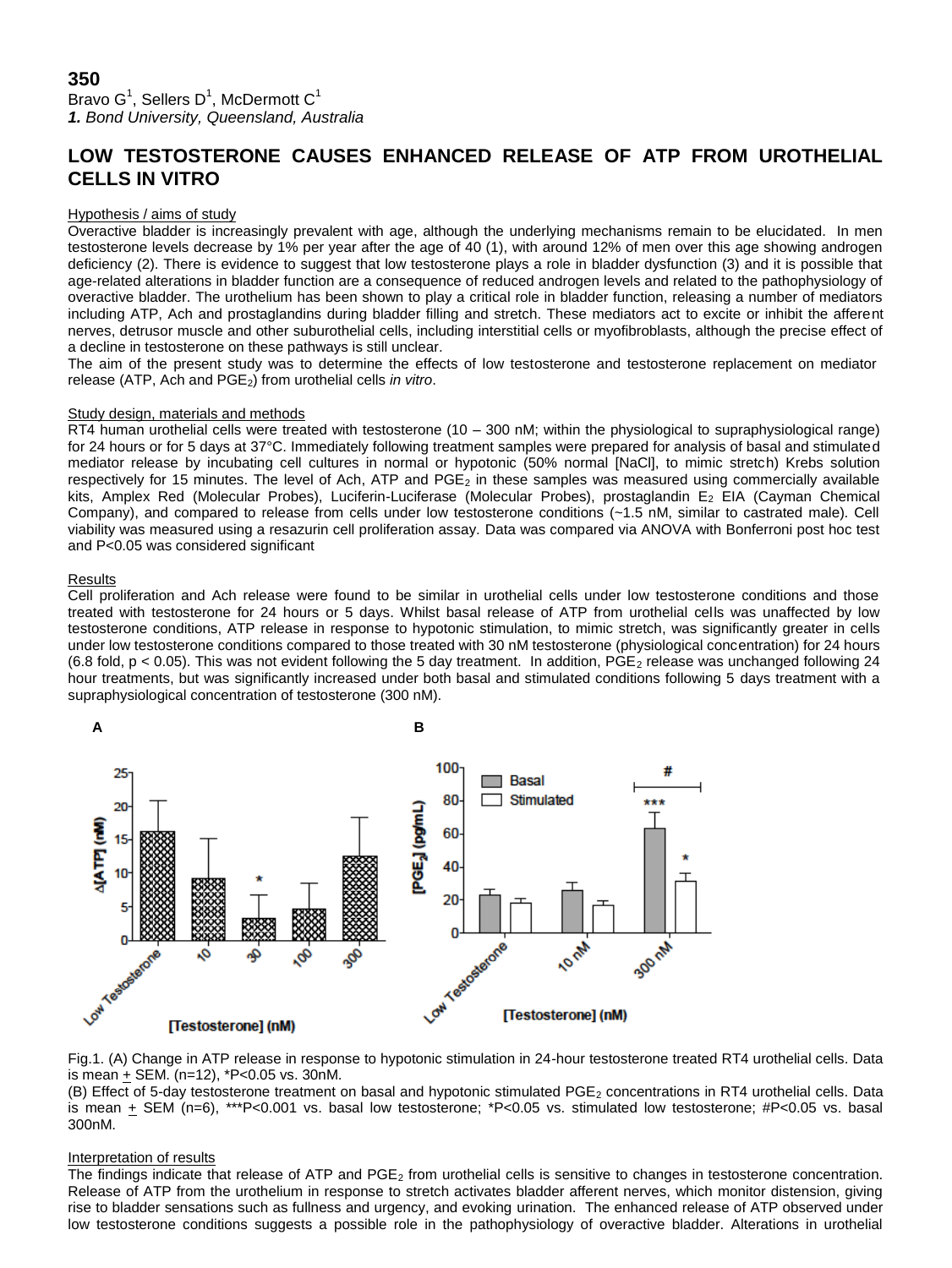**350**

Bravo G[1], Sellers D[1], McDermott C[1]

*1. Bond University, Queensland, Australia*

# LOW TESTOSTERONE CAUSES ENHANCED RELEASE OF ATP FROM UROTHELIAL CELLS IN VITRO

## Hypothesis / aims of study

Overactive bladder is increasingly prevalent with age, although the underlying mechanisms remain to be elucidated. In men testosterone levels decrease by 1% per year after the age of 40 (1), with around 12% of men over this age showing androgen deficiency (2). There is evidence to suggest that low testosterone plays a role in bladder dysfunction (3) and it is possible that age-related alterations in bladder function are a consequence of reduced androgen levels and related to the pathophysiology of overactive bladder. The urothelium has been shown to play a critical role in bladder function, releasing a number of mediators including ATP, Ach and prostaglandins during bladder filling and stretch. These mediators act to excite or inhibit the afferent nerves, detrusor muscle and other suburothelial cells, including interstitial cells or myofibroblasts, although the precise effect of a decline in testosterone on these pathways is still unclear.

The aim of the present study was to determine the effects of low testosterone and testosterone replacement on mediator release (ATP, Ach and $PGE_2$) from urothelial cells *in vitro*.

## Study design, materials and methods

RT4 human urothelial cells were treated with testosterone (10 – 300 nM; within the physiological to supraphysiological range) for 24 hours or for 5 days at 37°C. Immediately following treatment samples were prepared for analysis of basal and stimulated mediator release by incubating cell cultures in normal or hypotonic (50% normal [NaCl], to mimic stretch) Krebs solution respectively for 15 minutes. The level of Ach, ATP and $PGE_2$ in these samples was measured using commercially available kits, Amplex Red (Molecular Probes), Luciferin-Luciferase (Molecular Probes), prostaglandin $E_2$ EIA (Cayman Chemical Company), and compared to release from cells under low testosterone conditions (~1.5 nM, similar to castrated male). Cell viability was measured using a resazurin cell proliferation assay. Data was compared via ANOVA with Bonferroni post hoc test and P<0.05 was considered significant

## Results

Cell proliferation and Ach release were found to be similar in urothelial cells under low testosterone conditions and those treated with testosterone for 24 hours or 5 days. Whilst basal release of ATP from urothelial cells was unaffected by low testosterone conditions, ATP release in response to hypotonic stimulation, to mimic stretch, was significantly greater in cells under low testosterone conditions compared to those treated with 30 nM testosterone (physiological concentration) for 24 hours (6.8 fold, $p < 0.05$). This was not evident following the 5 day treatment. In addition, $PGE_2$ release was unchanged following 24 hour treatments, but was significantly increased under both basal and stimulated conditions following 5 days treatment with a supraphysiological concentration of testosterone (300 nM).

Fig.1. (A) Change in ATP release in response to hypotonic stimulation in 24-hour testosterone treated RT4 urothelial cells. Data is mean ± SEM. (n=12), *P<0.05 vs. 30nM.

(B) Effect of 5-day testosterone treatment on basal and hypotonic stimulated $PGE_2$ concentrations in RT4 urothelial cells. Data is mean ± SEM (n=6), ***P<0.001 vs. basal low testosterone; *P<0.05 vs. stimulated low testosterone; #P<0.05 vs. basal 300nM.

## Interpretation of results

The findings indicate that release of ATP and $PGE_2$ from urothelial cells is sensitive to changes in testosterone concentration. Release of ATP from the urothelium in response to stretch activates bladder afferent nerves, which monitor distension, giving rise to bladder sensations such as fullness and urgency, and evoking urination. The enhanced release of ATP observed under low testosterone conditions suggests a possible role in the pathophysiology of overactive bladder. Alterations in urothelial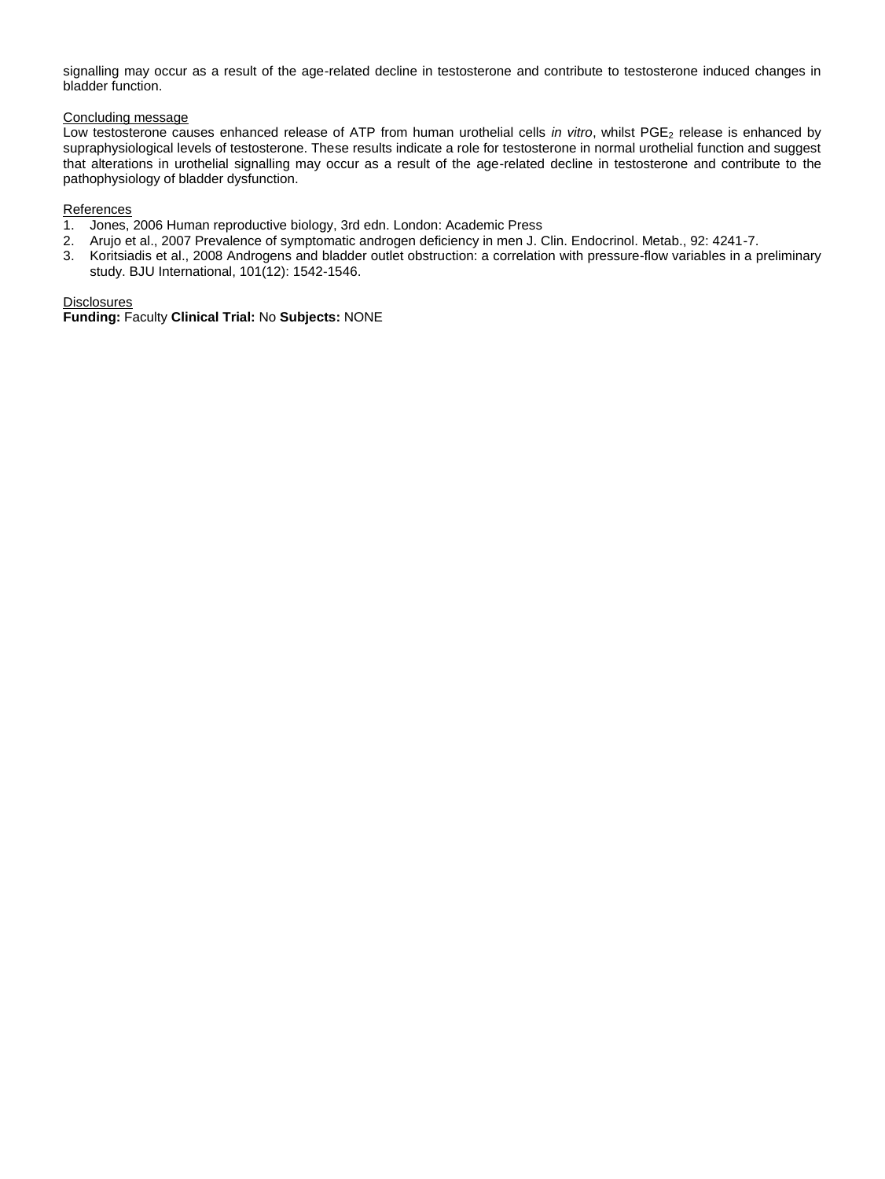signalling may occur as a result of the age-related decline in testosterone and contribute to testosterone induced changes in bladder function.

Concluding message

Low testosterone causes enhanced release of ATP from human urothelial cells *in vitro*, whilst $PGE_2$ release is enhanced by supraphysiological levels of testosterone. These results indicate a role for testosterone in normal urothelial function and suggest that alterations in urothelial signalling may occur as a result of the age-related decline in testosterone and contribute to the pathophysiology of bladder dysfunction.

References

1. Jones, 2006 Human reproductive biology, 3rd edn. London: Academic Press
2. Arujo et al., 2007 Prevalence of symptomatic androgen deficiency in men J. Clin. Endocrinol. Metab., 92: 4241-7.
3. Koritsiadis et al., 2008 Androgens and bladder outlet obstruction: a correlation with pressure-flow variables in a preliminary study. BJU International, 101(12): 1542-1546.

Disclosures

**Funding:** Faculty **Clinical Trial:** No **Subjects:** NONE